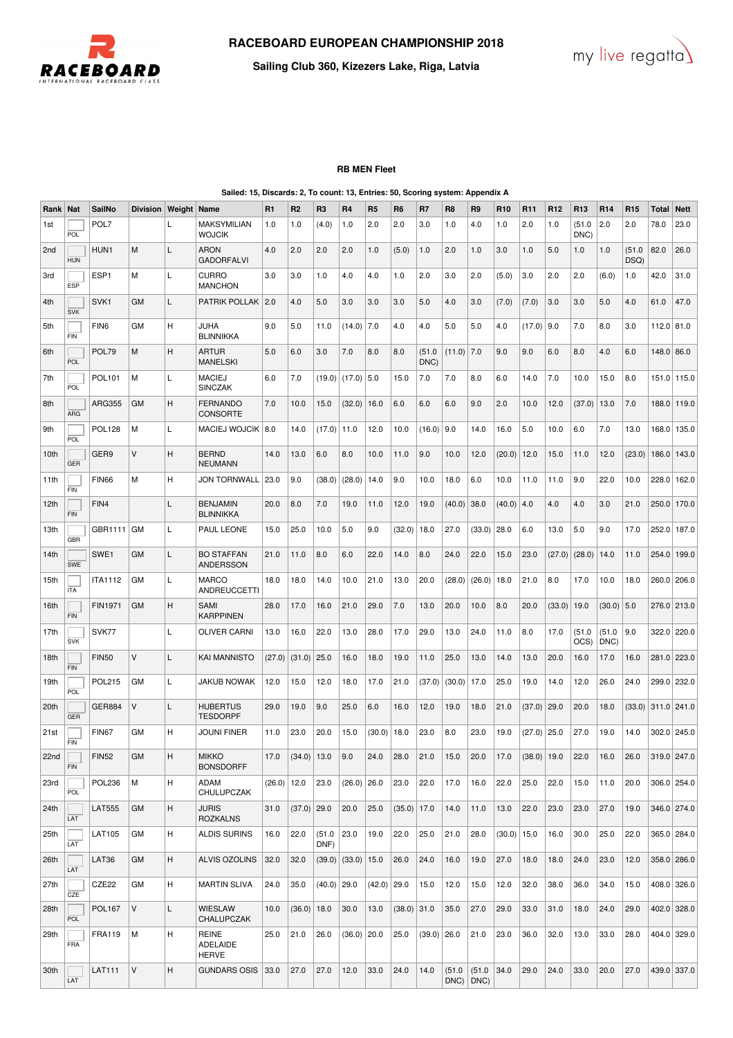# RACEBOARD EUROPEAN CHAMPIONSHIP 2018

### Sailing Club 360, Kizezers Lake, Riga, Latvia

## RB MEN Fleet

Sailed: 15, Discards: 2, To count: 13, Entries: 50, Scoring system: Appendix A

| Rank | Nat | SailNo | Division | Weight | Name | R1 | R2 | R3 | R4 | R5 | R6 | R7 | R8 | R9 | R10 | R11 | R12 | R13 | R14 | R15 | Total | Nett |
|---|---|---|---|---|---|---|---|---|---|---|---|---|---|---|---|---|---|---|---|---|---|---|
| 1st | POL | POL7 | | L | MAKSYMILIAN WOJCIK | 1.0 | 1.0 | (4.0) | 1.0 | 2.0 | 2.0 | 3.0 | 1.0 | 4.0 | 1.0 | 2.0 | 1.0 | (51.0 DNC) | 2.0 | 2.0 | 78.0 | 23.0 |
| 2nd | HUN | HUN1 | M | L | ARON GADORFALVI | 4.0 | 2.0 | 2.0 | 2.0 | 1.0 | (5.0) | 1.0 | 2.0 | 1.0 | 3.0 | 1.0 | 5.0 | 1.0 | 1.0 | (51.0 DSQ) | 82.0 | 26.0 |
| 3rd | ESP | ESP1 | M | L | CURRO MANCHON | 3.0 | 3.0 | 1.0 | 4.0 | 4.0 | 1.0 | 2.0 | 3.0 | 2.0 | (5.0) | 3.0 | 2.0 | 2.0 | (6.0) | 1.0 | 42.0 | 31.0 |
| 4th | SVK | SVK1 | GM | L | PATRIK POLLAK | 2.0 | 4.0 | 5.0 | 3.0 | 3.0 | 3.0 | 5.0 | 4.0 | 3.0 | (7.0) | (7.0) | 3.0 | 3.0 | 5.0 | 4.0 | 61.0 | 47.0 |
| 5th | FIN | FIN6 | GM | H | JUHA BLINNIKKA | 9.0 | 5.0 | 11.0 | (14.0) | 7.0 | 4.0 | 4.0 | 5.0 | 5.0 | 4.0 | (17.0) | 9.0 | 7.0 | 8.0 | 3.0 | 112.0 | 81.0 |
| 6th | POL | POL79 | M | H | ARTUR MANELSKI | 5.0 | 6.0 | 3.0 | 7.0 | 8.0 | 8.0 | (51.0 DNC) | (11.0) | 7.0 | 9.0 | 9.0 | 6.0 | 8.0 | 4.0 | 6.0 | 148.0 | 86.0 |
| 7th | POL | POL101 | M | L | MACIEJ SINCZAK | 6.0 | 7.0 | (19.0) | (17.0) | 5.0 | 15.0 | 7.0 | 7.0 | 8.0 | 6.0 | 14.0 | 7.0 | 10.0 | 15.0 | 8.0 | 151.0 | 115.0 |
| 8th | ARG | ARG355 | GM | H | FERNANDO CONSORTE | 7.0 | 10.0 | 15.0 | (32.0) | 16.0 | 6.0 | 6.0 | 6.0 | 9.0 | 2.0 | 10.0 | 12.0 | (37.0) | 13.0 | 7.0 | 188.0 | 119.0 |
| 9th | POL | POL128 | M | L | MACIEJ WOJCIK | 8.0 | 14.0 | (17.0) | 11.0 | 12.0 | 10.0 | (16.0) | 9.0 | 14.0 | 16.0 | 5.0 | 10.0 | 6.0 | 7.0 | 13.0 | 168.0 | 135.0 |
| 10th | GER | GER9 | V | H | BERND NEUMANN | 14.0 | 13.0 | 6.0 | 8.0 | 10.0 | 11.0 | 9.0 | 10.0 | 12.0 | (20.0) | 12.0 | 15.0 | 11.0 | 12.0 | (23.0) | 186.0 | 143.0 |
| 11th | FIN | FIN66 | M | H | JON TORNWALL | 23.0 | 9.0 | (38.0) | (28.0) | 14.0 | 9.0 | 10.0 | 18.0 | 6.0 | 10.0 | 11.0 | 11.0 | 9.0 | 22.0 | 10.0 | 228.0 | 162.0 |
| 12th | FIN | FIN4 | | L | BENJAMIN BLINNIKKA | 20.0 | 8.0 | 7.0 | 19.0 | 11.0 | 12.0 | 19.0 | (40.0) | 38.0 | (40.0) | 4.0 | 4.0 | 4.0 | 3.0 | 21.0 | 250.0 | 170.0 |
| 13th | GBR | GBR1111 | GM | L | PAUL LEONE | 15.0 | 25.0 | 10.0 | 5.0 | 9.0 | (32.0) | 18.0 | 27.0 | (33.0) | 28.0 | 6.0 | 13.0 | 5.0 | 9.0 | 17.0 | 252.0 | 187.0 |
| 14th | SWE | SWE1 | GM | L | BO STAFFAN ANDERSSON | 21.0 | 11.0 | 8.0 | 6.0 | 22.0 | 14.0 | 8.0 | 24.0 | 22.0 | 15.0 | 23.0 | (27.0) | (28.0) | 14.0 | 11.0 | 254.0 | 199.0 |
| 15th | ITA | ITA1112 | GM | L | MARCO ANDREUCCETTI | 18.0 | 18.0 | 14.0 | 10.0 | 21.0 | 13.0 | 20.0 | (28.0) | (26.0) | 18.0 | 21.0 | 8.0 | 17.0 | 10.0 | 18.0 | 260.0 | 206.0 |
| 16th | FIN | FIN1971 | GM | H | SAMI KARPPINEN | 28.0 | 17.0 | 16.0 | 21.0 | 29.0 | 7.0 | 13.0 | 20.0 | 10.0 | 8.0 | 20.0 | (33.0) | 19.0 | (30.0) | 5.0 | 276.0 | 213.0 |
| 17th | SVK | SVK77 | | L | OLIVER CARNI | 13.0 | 16.0 | 22.0 | 13.0 | 28.0 | 17.0 | 29.0 | 13.0 | 24.0 | 11.0 | 8.0 | 17.0 | (51.0 OCS) | (51.0 DNC) | 9.0 | 322.0 | 220.0 |
| 18th | FIN | FIN50 | V | L | KAI MANNISTO | (27.0) | (31.0) | 25.0 | 16.0 | 18.0 | 19.0 | 11.0 | 25.0 | 13.0 | 14.0 | 13.0 | 20.0 | 16.0 | 17.0 | 16.0 | 281.0 | 223.0 |
| 19th | POL | POL215 | GM | L | JAKUB NOWAK | 12.0 | 15.0 | 12.0 | 18.0 | 17.0 | 21.0 | (37.0) | (30.0) | 17.0 | 25.0 | 19.0 | 14.0 | 12.0 | 26.0 | 24.0 | 299.0 | 232.0 |
| 20th | GER | GER884 | V | L | HUBERTUS TESDORPF | 29.0 | 19.0 | 9.0 | 25.0 | 6.0 | 16.0 | 12.0 | 19.0 | 18.0 | 21.0 | (37.0) | 29.0 | 20.0 | 18.0 | (33.0) | 311.0 | 241.0 |
| 21st | FIN | FIN67 | GM | H | JOUNI FINER | 11.0 | 23.0 | 20.0 | 15.0 | (30.0) | 18.0 | 23.0 | 8.0 | 23.0 | 19.0 | (27.0) | 25.0 | 27.0 | 19.0 | 14.0 | 302.0 | 245.0 |
| 22nd | FIN | FIN52 | GM | H | MIKKO BONSDORFF | 17.0 | (34.0) | 13.0 | 9.0 | 24.0 | 28.0 | 21.0 | 15.0 | 20.0 | 17.0 | (38.0) | 19.0 | 22.0 | 16.0 | 26.0 | 319.0 | 247.0 |
| 23rd | POL | POL236 | M | H | ADAM CHULUPCZAK | (26.0) | 12.0 | 23.0 | (26.0) | 26.0 | 23.0 | 22.0 | 17.0 | 16.0 | 22.0 | 25.0 | 22.0 | 15.0 | 11.0 | 20.0 | 306.0 | 254.0 |
| 24th | LAT | LAT555 | GM | H | JURIS ROZKALNS | 31.0 | (37.0) | 29.0 | 20.0 | 25.0 | (35.0) | 17.0 | 14.0 | 11.0 | 13.0 | 22.0 | 23.0 | 23.0 | 27.0 | 19.0 | 346.0 | 274.0 |
| 25th | LAT | LAT105 | GM | H | ALDIS SURINS | 16.0 | 22.0 | (51.0 DNF) | 23.0 | 19.0 | 22.0 | 25.0 | 21.0 | 28.0 | (30.0) | 15.0 | 16.0 | 30.0 | 25.0 | 22.0 | 365.0 | 284.0 |
| 26th | LAT | LAT36 | GM | H | ALVIS OZOLINS | 32.0 | 32.0 | (39.0) | (33.0) | 15.0 | 26.0 | 24.0 | 16.0 | 19.0 | 27.0 | 18.0 | 18.0 | 24.0 | 23.0 | 12.0 | 358.0 | 286.0 |
| 27th | CZE | CZE22 | GM | H | MARTIN SLIVA | 24.0 | 35.0 | (40.0) | 29.0 | (42.0) | 29.0 | 15.0 | 12.0 | 15.0 | 12.0 | 32.0 | 38.0 | 36.0 | 34.0 | 15.0 | 408.0 | 326.0 |
| 28th | POL | POL167 | V | L | WIESLAW CHALUPCZAK | 10.0 | (36.0) | 18.0 | 30.0 | 13.0 | (38.0) | 31.0 | 35.0 | 27.0 | 29.0 | 33.0 | 31.0 | 18.0 | 24.0 | 29.0 | 402.0 | 328.0 |
| 29th | FRA | FRA119 | M | H | REINE ADELAIDE HERVE | 25.0 | 21.0 | 26.0 | (36.0) | 20.0 | 25.0 | (39.0) | 26.0 | 21.0 | 23.0 | 36.0 | 32.0 | 13.0 | 33.0 | 28.0 | 404.0 | 329.0 |
| 30th | LAT | LAT111 | V | H | GUNDARS OSIS | 33.0 | 27.0 | 27.0 | 12.0 | 33.0 | 24.0 | 14.0 | (51.0 DNC) | (51.0 DNC) | 34.0 | 29.0 | 24.0 | 33.0 | 20.0 | 27.0 | 439.0 | 337.0 |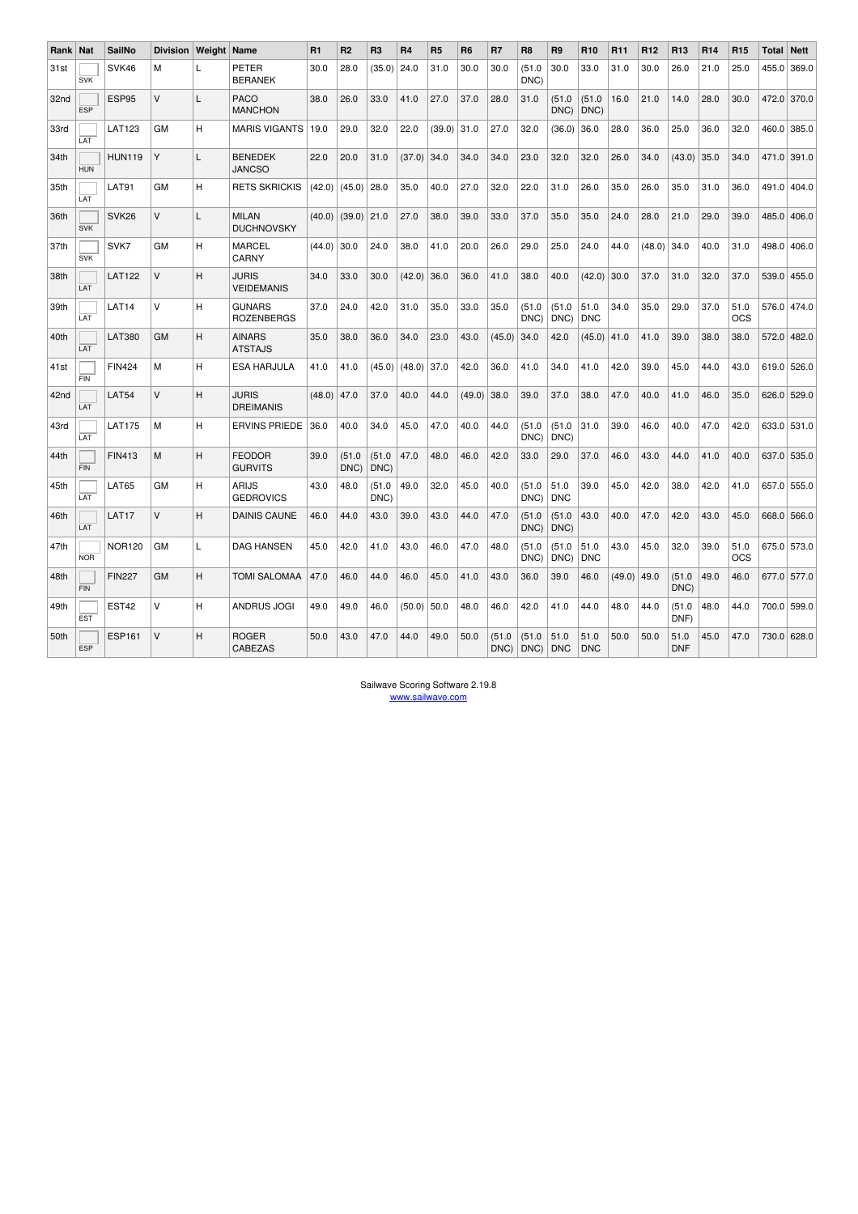| Rank | Nat | SailNo | Division | Weight | Name | R1 | R2 | R3 | R4 | R5 | R6 | R7 | R8 | R9 | R10 | R11 | R12 | R13 | R14 | R15 | Total | Nett |
|---|---|---|---|---|---|---|---|---|---|---|---|---|---|---|---|---|---|---|---|---|---|---|
| 31st | SVK | SVK46 | M | L | PETER BERANEK | 30.0 | 28.0 | (35.0) | 24.0 | 31.0 | 30.0 | 30.0 | (51.0 DNC) | 30.0 | 33.0 | 31.0 | 30.0 | 26.0 | 21.0 | 25.0 | 455.0 | 369.0 |
| 32nd | ESP | ESP95 | V | L | PACO MANCHON | 38.0 | 26.0 | 33.0 | 41.0 | 27.0 | 37.0 | 28.0 | 31.0 | (51.0 DNC) | (51.0 DNC) | 16.0 | 21.0 | 14.0 | 28.0 | 30.0 | 472.0 | 370.0 |
| 33rd | LAT | LAT123 | GM | H | MARIS VIGANTS | 19.0 | 29.0 | 32.0 | 22.0 | (39.0) | 31.0 | 27.0 | 32.0 | (36.0) | 36.0 | 28.0 | 36.0 | 25.0 | 36.0 | 32.0 | 460.0 | 385.0 |
| 34th | HUN | HUN119 | Y | L | BENEDEK JANCSO | 22.0 | 20.0 | 31.0 | (37.0) | 34.0 | 34.0 | 34.0 | 23.0 | 32.0 | 32.0 | 26.0 | 34.0 | (43.0) | 35.0 | 34.0 | 471.0 | 391.0 |
| 35th | LAT | LAT91 | GM | H | RETS SKRICKIS | (42.0) | (45.0) | 28.0 | 35.0 | 40.0 | 27.0 | 32.0 | 22.0 | 31.0 | 26.0 | 35.0 | 26.0 | 35.0 | 31.0 | 36.0 | 491.0 | 404.0 |
| 36th | SVK | SVK26 | V | L | MILAN DUCHNOVSKY | (40.0) | (39.0) | 21.0 | 27.0 | 38.0 | 39.0 | 33.0 | 37.0 | 35.0 | 35.0 | 24.0 | 28.0 | 21.0 | 29.0 | 39.0 | 485.0 | 406.0 |
| 37th | SVK | SVK7 | GM | H | MARCEL CARNY | (44.0) | 30.0 | 24.0 | 38.0 | 41.0 | 20.0 | 26.0 | 29.0 | 25.0 | 24.0 | 44.0 | (48.0) | 34.0 | 40.0 | 31.0 | 498.0 | 406.0 |
| 38th | LAT | LAT122 | V | H | JURIS VEIDEMANIS | 34.0 | 33.0 | 30.0 | (42.0) | 36.0 | 36.0 | 41.0 | 38.0 | 40.0 | (42.0) | 30.0 | 37.0 | 31.0 | 32.0 | 37.0 | 539.0 | 455.0 |
| 39th | LAT | LAT14 | V | H | GUNARS ROZENBERGS | 37.0 | 24.0 | 42.0 | 31.0 | 35.0 | 33.0 | 35.0 | (51.0 DNC) | (51.0 DNC) | 51.0 DNC | 34.0 | 35.0 | 29.0 | 37.0 | 51.0 OCS | 576.0 | 474.0 |
| 40th | LAT | LAT380 | GM | H | AINARS ATSTAJS | 35.0 | 38.0 | 36.0 | 34.0 | 23.0 | 43.0 | (45.0) | 34.0 | 42.0 | (45.0) | 41.0 | 41.0 | 39.0 | 38.0 | 38.0 | 572.0 | 482.0 |
| 41st | FIN | FIN424 | M | H | ESA HARJULA | 41.0 | 41.0 | (45.0) | (48.0) | 37.0 | 42.0 | 36.0 | 41.0 | 34.0 | 41.0 | 42.0 | 39.0 | 45.0 | 44.0 | 43.0 | 619.0 | 526.0 |
| 42nd | LAT | LAT54 | V | H | JURIS DREIMANIS | (48.0) | 47.0 | 37.0 | 40.0 | 44.0 | (49.0) | 38.0 | 39.0 | 37.0 | 38.0 | 47.0 | 40.0 | 41.0 | 46.0 | 35.0 | 626.0 | 529.0 |
| 43rd | LAT | LAT175 | M | H | ERVINS PRIEDE | 36.0 | 40.0 | 34.0 | 45.0 | 47.0 | 40.0 | 44.0 | (51.0 DNC) | (51.0 DNC) | 31.0 | 39.0 | 46.0 | 40.0 | 47.0 | 42.0 | 633.0 | 531.0 |
| 44th | FIN | FIN413 | M | H | FEODOR GURVITS | 39.0 | (51.0 DNC) | (51.0 DNC) | 47.0 | 48.0 | 46.0 | 42.0 | 33.0 | 29.0 | 37.0 | 46.0 | 43.0 | 44.0 | 41.0 | 40.0 | 637.0 | 535.0 |
| 45th | LAT | LAT65 | GM | H | ARIJS GEDROVICS | 43.0 | 48.0 | (51.0 DNC) | 49.0 | 32.0 | 45.0 | 40.0 | (51.0 DNC) | 51.0 DNC | 39.0 | 45.0 | 42.0 | 38.0 | 42.0 | 41.0 | 657.0 | 555.0 |
| 46th | LAT | LAT17 | V | H | DAINIS CAUNE | 46.0 | 44.0 | 43.0 | 39.0 | 43.0 | 44.0 | 47.0 | (51.0 DNC) | (51.0 DNC) | 43.0 | 40.0 | 47.0 | 42.0 | 43.0 | 45.0 | 668.0 | 566.0 |
| 47th | NOR | NOR120 | GM | L | DAG HANSEN | 45.0 | 42.0 | 41.0 | 43.0 | 46.0 | 47.0 | 48.0 | (51.0 DNC) | (51.0 DNC) | 51.0 DNC | 43.0 | 45.0 | 32.0 | 39.0 | 51.0 OCS | 675.0 | 573.0 |
| 48th | FIN | FIN227 | GM | H | TOMI SALOMAA | 47.0 | 46.0 | 44.0 | 46.0 | 45.0 | 41.0 | 43.0 | 36.0 | 39.0 | 46.0 | (49.0) | 49.0 | (51.0 DNC) | 49.0 | 46.0 | 677.0 | 577.0 |
| 49th | EST | EST42 | V | H | ANDRUS JOGI | 49.0 | 49.0 | 46.0 | (50.0) | 50.0 | 48.0 | 46.0 | 42.0 | 41.0 | 44.0 | 48.0 | 44.0 | (51.0 DNF) | 48.0 | 44.0 | 700.0 | 599.0 |
| 50th | ESP | ESP161 | V | H | ROGER CABEZAS | 50.0 | 43.0 | 47.0 | 44.0 | 49.0 | 50.0 | (51.0 DNC) | (51.0 DNC) | 51.0 DNC | 51.0 DNC | 50.0 | 50.0 | 51.0 DNF | 45.0 | 47.0 | 730.0 | 628.0 |

Sailwave Scoring Software 2.19.8
www.sailwave.com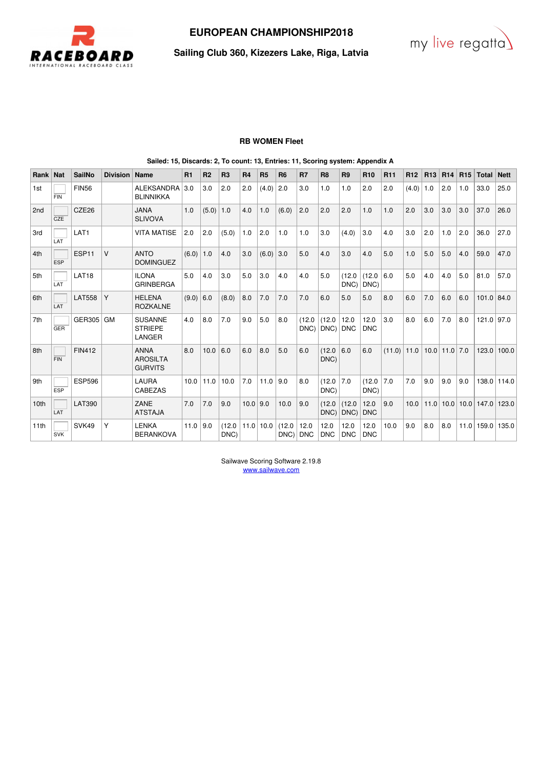# EUROPEAN CHAMPIONSHIP2018

## Sailing Club 360, Kizezers Lake, Riga, Latvia

### RB WOMEN Fleet

**Sailed: 15, Discards: 2, To count: 13, Entries: 11, Scoring system: Appendix A**

| Rank | Nat | SailNo | Division | Name | R1 | R2 | R3 | R4 | R5 | R6 | R7 | R8 | R9 | R10 | R11 | R12 | R13 | R14 | R15 | Total | Nett |
|---|---|---|---|---|---|---|---|---|---|---|---|---|---|---|---|---|---|---|---|---|---|
| 1st | FIN | FIN56 | | ALEKSANDRA BLINNIKKA | 3.0 | 3.0 | 2.0 | 2.0 | (4.0) | 2.0 | 3.0 | 1.0 | 1.0 | 2.0 | 2.0 | (4.0) | 1.0 | 2.0 | 1.0 | 33.0 | 25.0 |
| 2nd | CZE | CZE26 | | JANA SLIVOVA | 1.0 | (5.0) | 1.0 | 4.0 | 1.0 | (6.0) | 2.0 | 2.0 | 2.0 | 1.0 | 1.0 | 2.0 | 3.0 | 3.0 | 3.0 | 37.0 | 26.0 |
| 3rd | LAT | LAT1 | | VITA MATISE | 2.0 | 2.0 | (5.0) | 1.0 | 2.0 | 1.0 | 1.0 | 3.0 | (4.0) | 3.0 | 4.0 | 3.0 | 2.0 | 1.0 | 2.0 | 36.0 | 27.0 |
| 4th | ESP | ESP11 | V | ANTO DOMINGUEZ | (6.0) | 1.0 | 4.0 | 3.0 | (6.0) | 3.0 | 5.0 | 4.0 | 3.0 | 4.0 | 5.0 | 1.0 | 5.0 | 5.0 | 4.0 | 59.0 | 47.0 |
| 5th | LAT | LAT18 | | ILONA GRINBERGA | 5.0 | 4.0 | 3.0 | 5.0 | 3.0 | 4.0 | 4.0 | 5.0 | (12.0 DNC) | (12.0 DNC) | 6.0 | 5.0 | 4.0 | 4.0 | 5.0 | 81.0 | 57.0 |
| 6th | LAT | LAT558 | Y | HELENA ROZKALNE | (9.0) | 6.0 | (8.0) | 8.0 | 7.0 | 7.0 | 7.0 | 6.0 | 5.0 | 5.0 | 8.0 | 6.0 | 7.0 | 6.0 | 6.0 | 101.0 | 84.0 |
| 7th | GER | GER305 | GM | SUSANNE STRIEPE LANGER | 4.0 | 8.0 | 7.0 | 9.0 | 5.0 | 8.0 | (12.0 DNC) | (12.0 DNC) | 12.0 DNC | 12.0 DNC | 3.0 | 8.0 | 6.0 | 7.0 | 8.0 | 121.0 | 97.0 |
| 8th | FIN | FIN412 | | ANNA AROSILTA GURVITS | 8.0 | 10.0 | 6.0 | 6.0 | 8.0 | 5.0 | 6.0 | (12.0 DNC) | 6.0 | 6.0 | (11.0) | 11.0 | 10.0 | 11.0 | 7.0 | 123.0 | 100.0 |
| 9th | ESP | ESP596 | | LAURA CABEZAS | 10.0 | 11.0 | 10.0 | 7.0 | 11.0 | 9.0 | 8.0 | (12.0 DNC) | 7.0 | (12.0 DNC) | 7.0 | 7.0 | 9.0 | 9.0 | 9.0 | 138.0 | 114.0 |
| 10th | LAT | LAT390 | | ZANE ATSTAJA | 7.0 | 7.0 | 9.0 | 10.0 | 9.0 | 10.0 | 9.0 | (12.0 DNC) | (12.0 DNC) | 12.0 DNC | 9.0 | 10.0 | 11.0 | 10.0 | 10.0 | 147.0 | 123.0 |
| 11th | SVK | SVK49 | Y | LENKA BERANKOVA | 11.0 | 9.0 | (12.0 DNC) | 11.0 | 10.0 | (12.0 DNC) | 12.0 DNC | 12.0 DNC | 12.0 DNC | 12.0 DNC | 10.0 | 9.0 | 8.0 | 8.0 | 11.0 | 159.0 | 135.0 |

Sailwave Scoring Software 2.19.8
www.sailwave.com